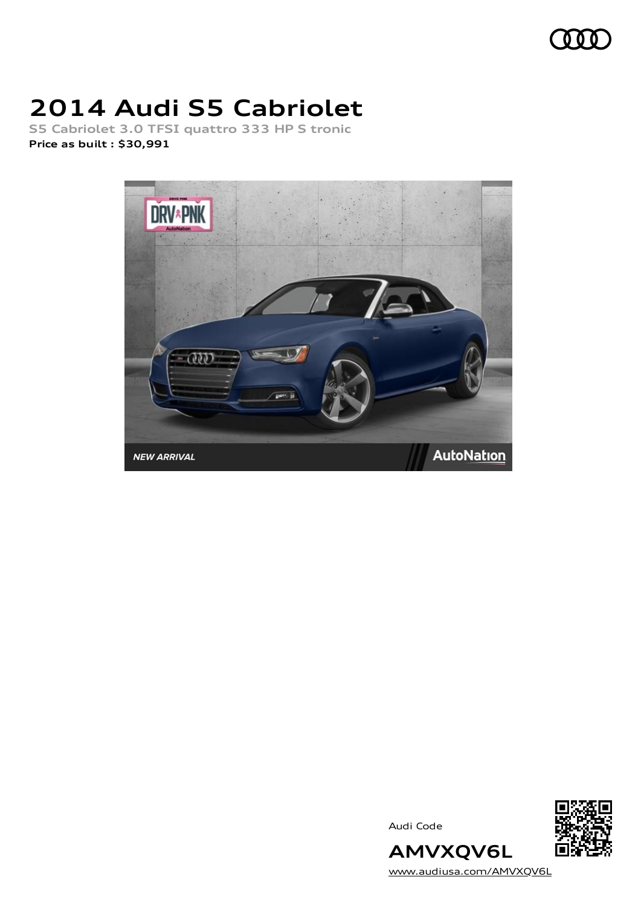# 2014 Audi S5 Cabriolet

S5 Cabriolet 3.0 TFSI quattro 333 HP S tronic

**Price as built : $30,991**

Audi Code

**AMVXQV6L**

www.audiusa.com/AMVXQV6L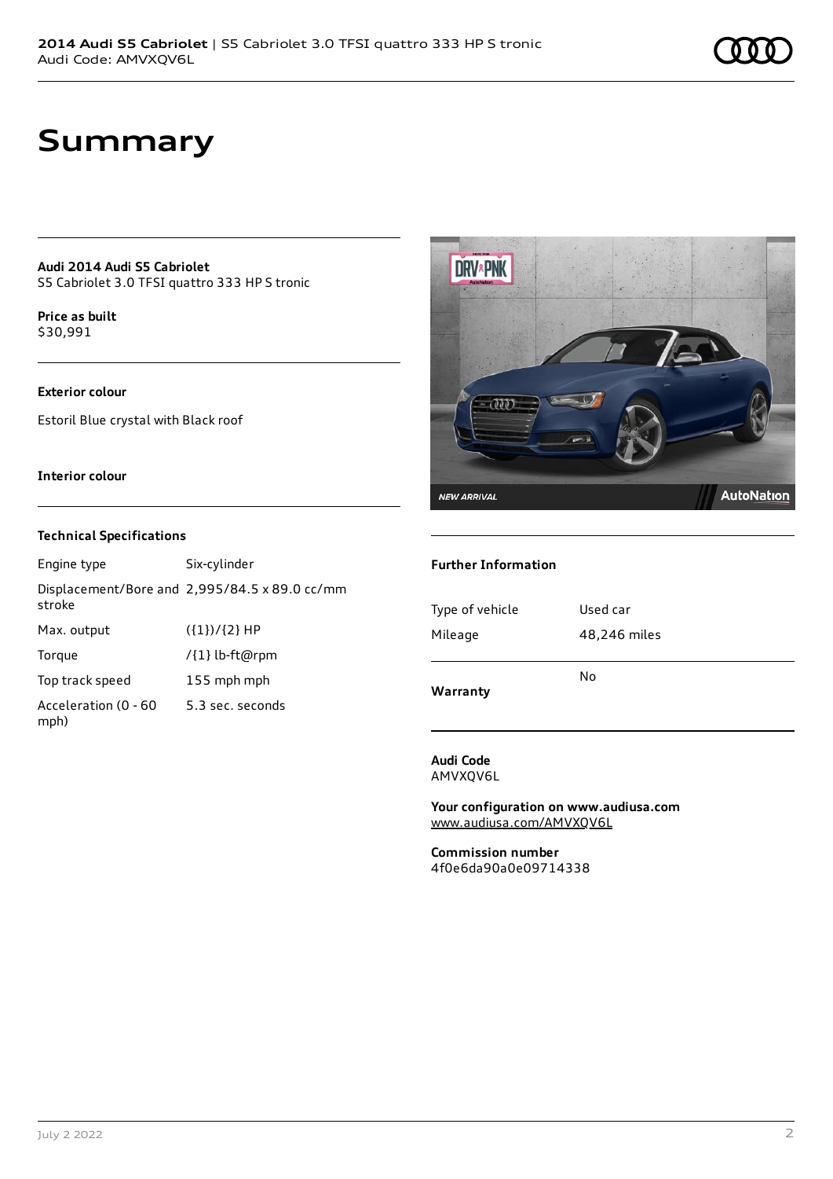# Summary

**Audi 2014 Audi S5 Cabriolet**
S5 Cabriolet 3.0 TFSI quattro 333 HP S tronic

**Price as built**
$30,991

**Exterior colour**

Estoril Blue crystal with Black roof

**Interior colour**

### Technical Specifications

| | |
|---|---|
| Engine type | Six-cylinder |
| Displacement/Bore and stroke | 2,995/84.5 x 89.0 cc/mm |
| Max. output | ({1})/{2} HP |
| Torque | /{1} lb-ft@rpm |
| Top track speed | 155 mph mph |
| Acceleration (0 - 60 mph) | 5.3 sec. seconds |

### Further Information

| | |
|---|---|
| Type of vehicle | Used car |
| Mileage | 48,246 miles |
| **Warranty** | No |

**Audi Code**
AMVXQV6L

**Your configuration on www.audiusa.com**
www.audiusa.com/AMVXQV6L

**Commission number**
4f0e6da90a0e09714338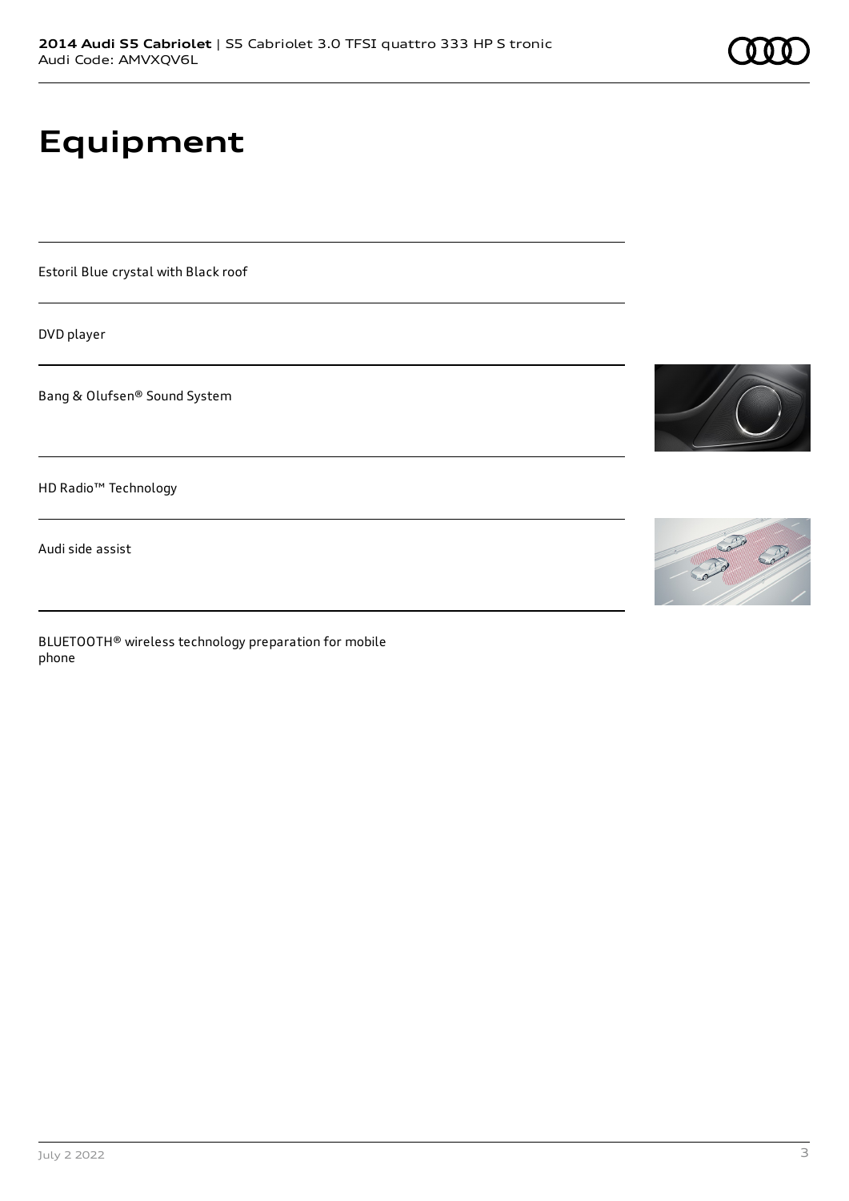# Equipment

Estoril Blue crystal with Black roof

DVD player

Bang & Olufsen® Sound System

HD Radio™ Technology

Audi side assist

BLUETOOTH® wireless technology preparation for mobile phone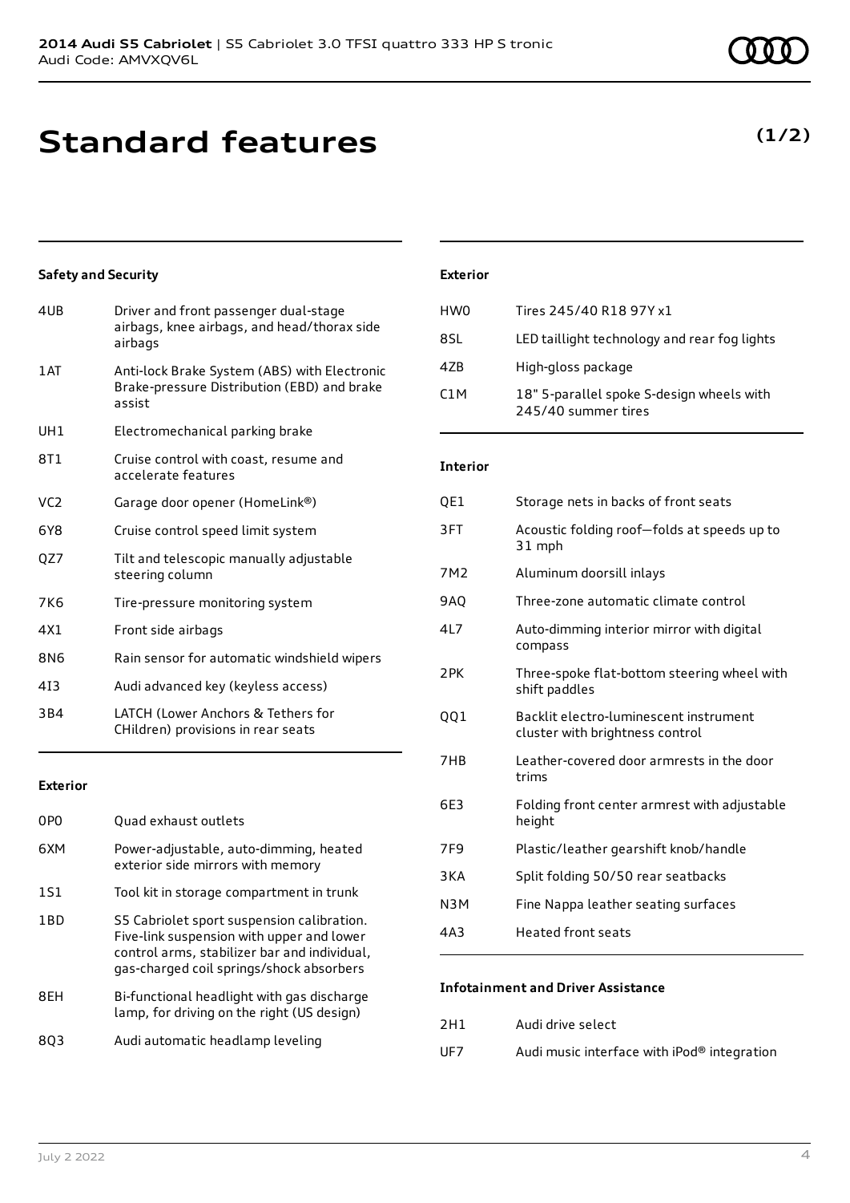# Standard features

**(1/2)**

### Safety and Security

| | |
|---|---|
| 4UB | Driver and front passenger dual-stage airbags, knee airbags, and head/thorax side airbags |
| 1AT | Anti-lock Brake System (ABS) with Electronic Brake-pressure Distribution (EBD) and brake assist |
| UH1 | Electromechanical parking brake |
| 8T1 | Cruise control with coast, resume and accelerate features |
| VC2 | Garage door opener (HomeLink®) |
| 6Y8 | Cruise control speed limit system |
| QZ7 | Tilt and telescopic manually adjustable steering column |
| 7K6 | Tire-pressure monitoring system |
| 4X1 | Front side airbags |
| 8N6 | Rain sensor for automatic windshield wipers |
| 4I3 | Audi advanced key (keyless access) |
| 3B4 | LATCH (Lower Anchors & Tethers for CHildren) provisions in rear seats |

### Exterior

| | |
|---|---|
| 0P0 | Quad exhaust outlets |
| 6XM | Power-adjustable, auto-dimming, heated exterior side mirrors with memory |
| 1S1 | Tool kit in storage compartment in trunk |
| 1BD | S5 Cabriolet sport suspension calibration. Five-link suspension with upper and lower control arms, stabilizer bar and individual, gas-charged coil springs/shock absorbers |
| 8EH | Bi-functional headlight with gas discharge lamp, for driving on the right (US design) |
| 8Q3 | Audi automatic headlamp leveling |

### Exterior

| | |
|---|---|
| HW0 | Tires 245/40 R18 97Y x1 |
| 8SL | LED taillight technology and rear fog lights |
| 4ZB | High-gloss package |
| C1M | 18" 5-parallel spoke S-design wheels with 245/40 summer tires |

### Interior

| | |
|---|---|
| QE1 | Storage nets in backs of front seats |
| 3FT | Acoustic folding roof—folds at speeds up to 31 mph |
| 7M2 | Aluminum doorsill inlays |
| 9AQ | Three-zone automatic climate control |
| 4L7 | Auto-dimming interior mirror with digital compass |
| 2PK | Three-spoke flat-bottom steering wheel with shift paddles |
| QQ1 | Backlit electro-luminescent instrument cluster with brightness control |
| 7HB | Leather-covered door armrests in the door trims |
| 6E3 | Folding front center armrest with adjustable height |
| 7F9 | Plastic/leather gearshift knob/handle |
| 3KA | Split folding 50/50 rear seatbacks |
| N3M | Fine Nappa leather seating surfaces |
| 4A3 | Heated front seats |

### Infotainment and Driver Assistance

| | |
|---|---|
| 2H1 | Audi drive select |
| UF7 | Audi music interface with iPod® integration |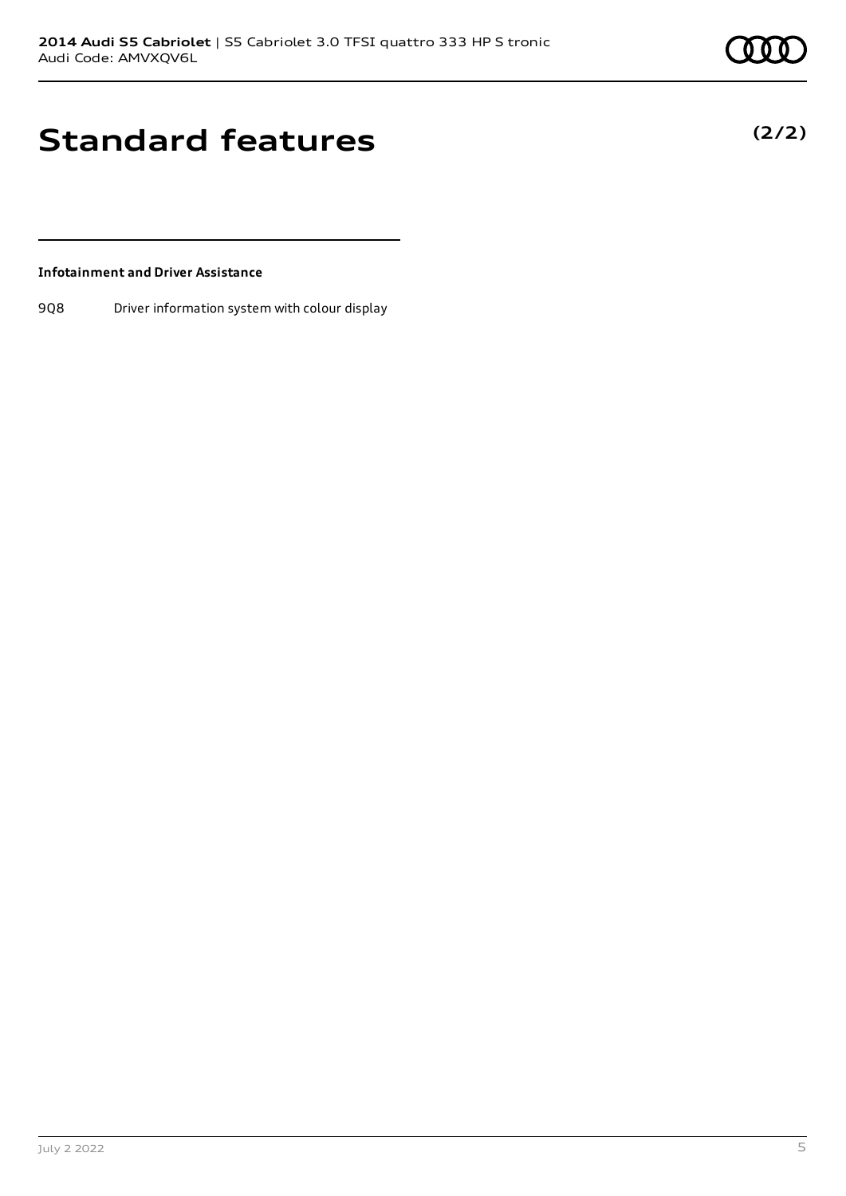# Standard features

**(2/2)**

**Infotainment and Driver Assistance**

| | |
|---|---|
| 9Q8 | Driver information system with colour display |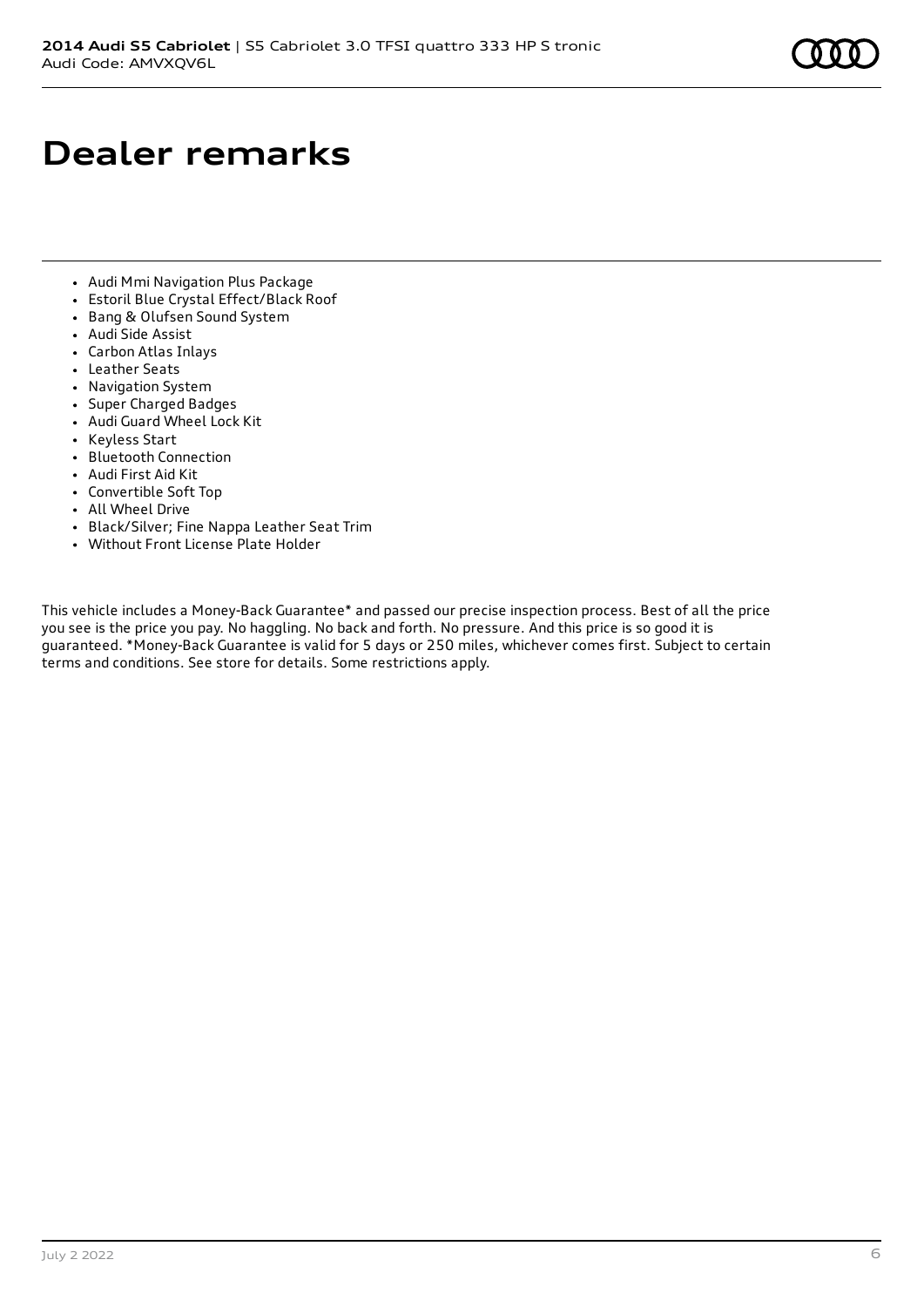# Dealer remarks

- Audi Mmi Navigation Plus Package
- Estoril Blue Crystal Effect/Black Roof
- Bang & Olufsen Sound System
- Audi Side Assist
- Carbon Atlas Inlays
- Leather Seats
- Navigation System
- Super Charged Badges
- Audi Guard Wheel Lock Kit
- Keyless Start
- Bluetooth Connection
- Audi First Aid Kit
- Convertible Soft Top
- All Wheel Drive
- Black/Silver; Fine Nappa Leather Seat Trim
- Without Front License Plate Holder

This vehicle includes a Money-Back Guarantee* and passed our precise inspection process. Best of all the price you see is the price you pay. No haggling. No back and forth. No pressure. And this price is so good it is guaranteed. *Money-Back Guarantee is valid for 5 days or 250 miles, whichever comes first. Subject to certain terms and conditions. See store for details. Some restrictions apply.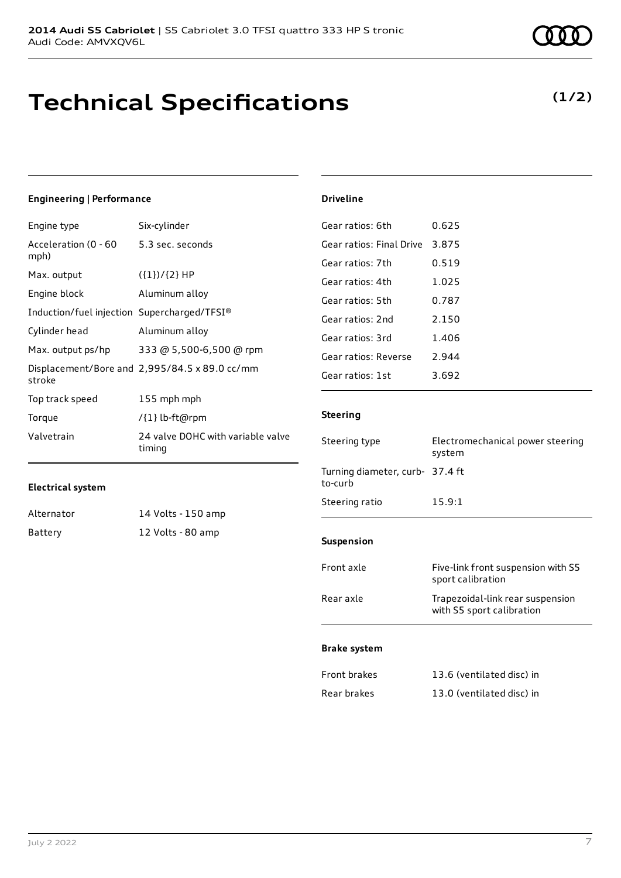# Technical Specifications

**(1/2)**

### Engineering | Performance

| | |
|---|---|
| Engine type | Six-cylinder |
| Acceleration (0 - 60 mph) | 5.3 sec. seconds |
| Max. output | ({1})/{2} HP |
| Engine block | Aluminum alloy |
| Induction/fuel injection | Supercharged/TFSI® |
| Cylinder head | Aluminum alloy |
| Max. output ps/hp | 333 @ 5,500-6,500 @ rpm |
| Displacement/Bore and stroke | 2,995/84.5 x 89.0 cc/mm |
| Top track speed | 155 mph mph |
| Torque | /{1} lb-ft@rpm |
| Valvetrain | 24 valve DOHC with variable valve timing |

### Electrical system

| | |
|---|---|
| Alternator | 14 Volts - 150 amp |
| Battery | 12 Volts - 80 amp |

### Driveline

| | |
|---|---|
| Gear ratios: 6th | 0.625 |
| Gear ratios: Final Drive | 3.875 |
| Gear ratios: 7th | 0.519 |
| Gear ratios: 4th | 1.025 |
| Gear ratios: 5th | 0.787 |
| Gear ratios: 2nd | 2.150 |
| Gear ratios: 3rd | 1.406 |
| Gear ratios: Reverse | 2.944 |
| Gear ratios: 1st | 3.692 |

### Steering

| | |
|---|---|
| Steering type | Electromechanical power steering system |
| Turning diameter, curb-to-curb | 37.4 ft |
| Steering ratio | 15.9:1 |

### Suspension

| | |
|---|---|
| Front axle | Five-link front suspension with S5 sport calibration |
| Rear axle | Trapezoidal-link rear suspension with S5 sport calibration |

### Brake system

| | |
|---|---|
| Front brakes | 13.6 (ventilated disc) in |
| Rear brakes | 13.0 (ventilated disc) in |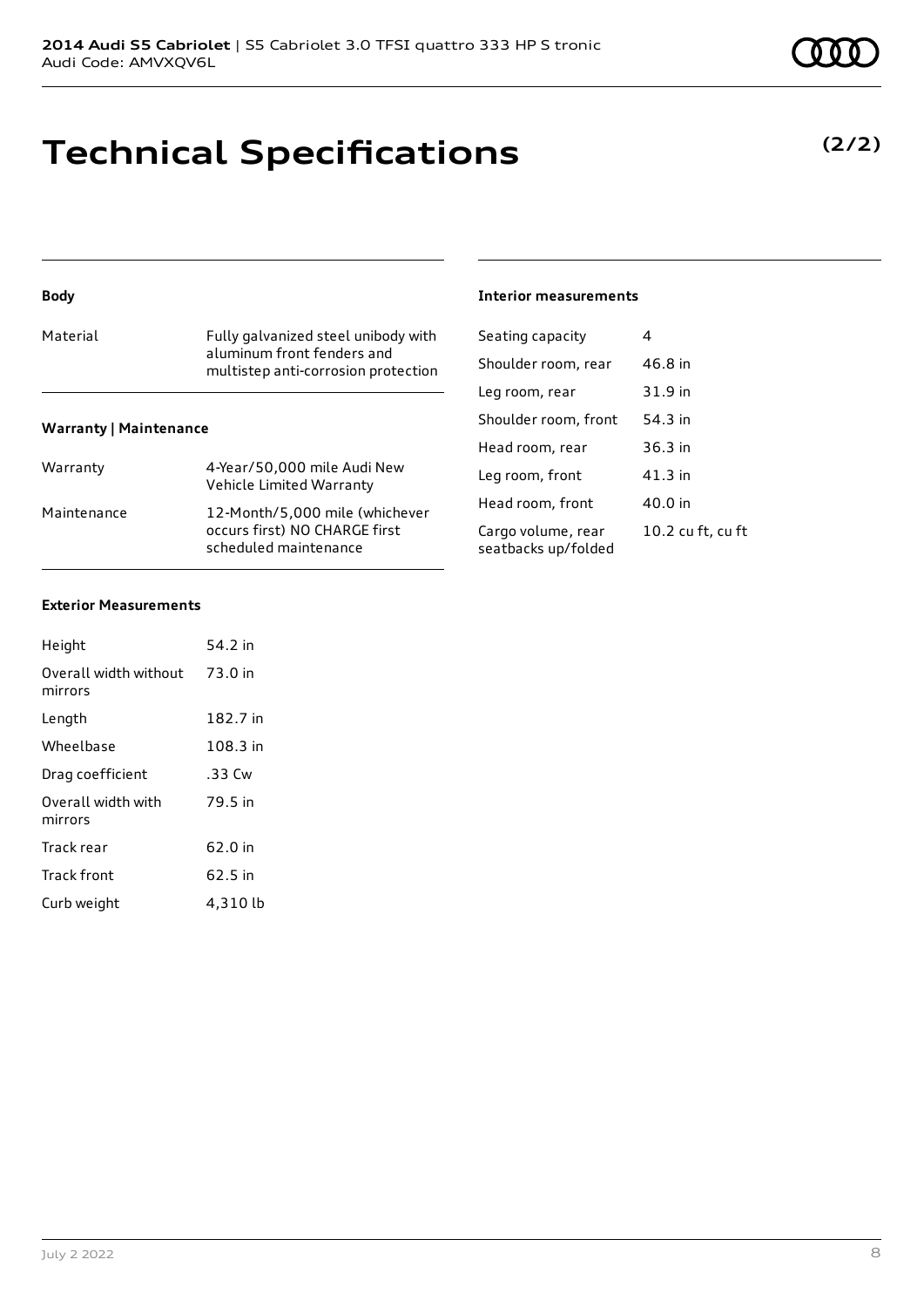# Technical Specifications

**(2/2)**

### Body

| | |
|---|---|
| Material | Fully galvanized steel unibody with aluminum front fenders and multistep anti-corrosion protection |

### Warranty | Maintenance

| | |
|---|---|
| Warranty | 4-Year/50,000 mile Audi New Vehicle Limited Warranty |
| Maintenance | 12-Month/5,000 mile (whichever occurs first) NO CHARGE first scheduled maintenance |

### Exterior Measurements

| | |
|---|---|
| Height | 54.2 in |
| Overall width without mirrors | 73.0 in |
| Length | 182.7 in |
| Wheelbase | 108.3 in |
| Drag coefficient | .33 Cw |
| Overall width with mirrors | 79.5 in |
| Track rear | 62.0 in |
| Track front | 62.5 in |
| Curb weight | 4,310 lb |

### Interior measurements

| | |
|---|---|
| Seating capacity | 4 |
| Shoulder room, rear | 46.8 in |
| Leg room, rear | 31.9 in |
| Shoulder room, front | 54.3 in |
| Head room, rear | 36.3 in |
| Leg room, front | 41.3 in |
| Head room, front | 40.0 in |
| Cargo volume, rear seatbacks up/folded | 10.2 cu ft, cu ft |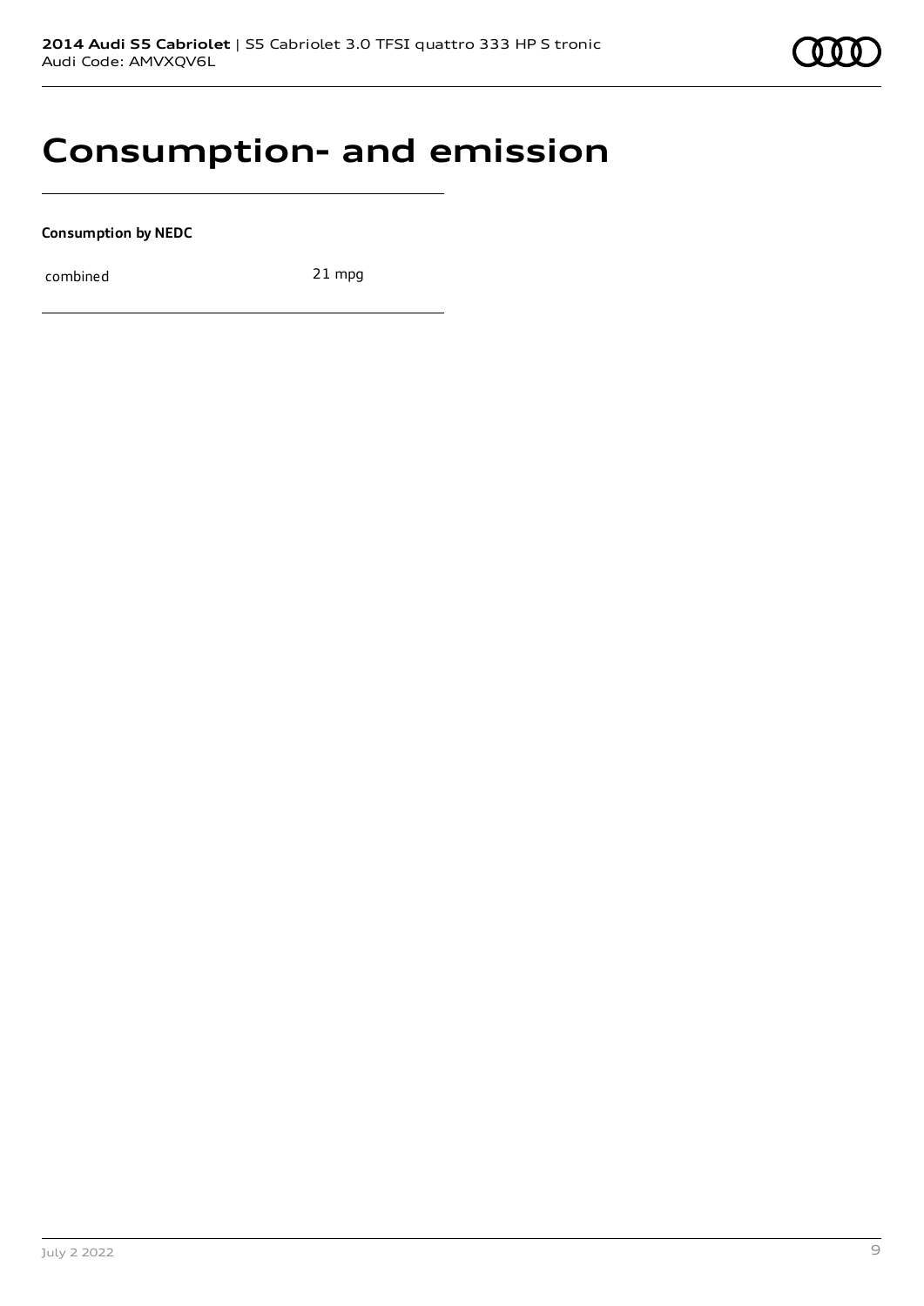# Consumption- and emission

**Consumption by NEDC**

| | |
|---|---|
| combined | 21 mpg |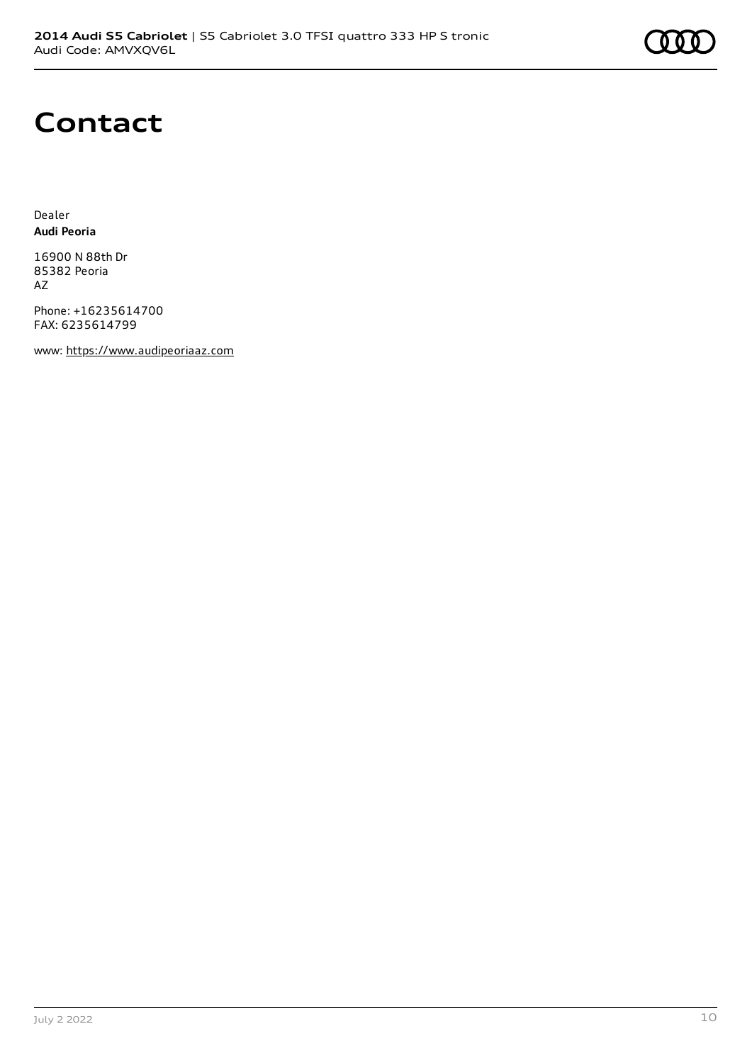# Contact

Dealer
**Audi Peoria**

16900 N 88th Dr
85382 Peoria
AZ

Phone: +16235614700
FAX: 6235614799

www: https://www.audipeoriaaz.com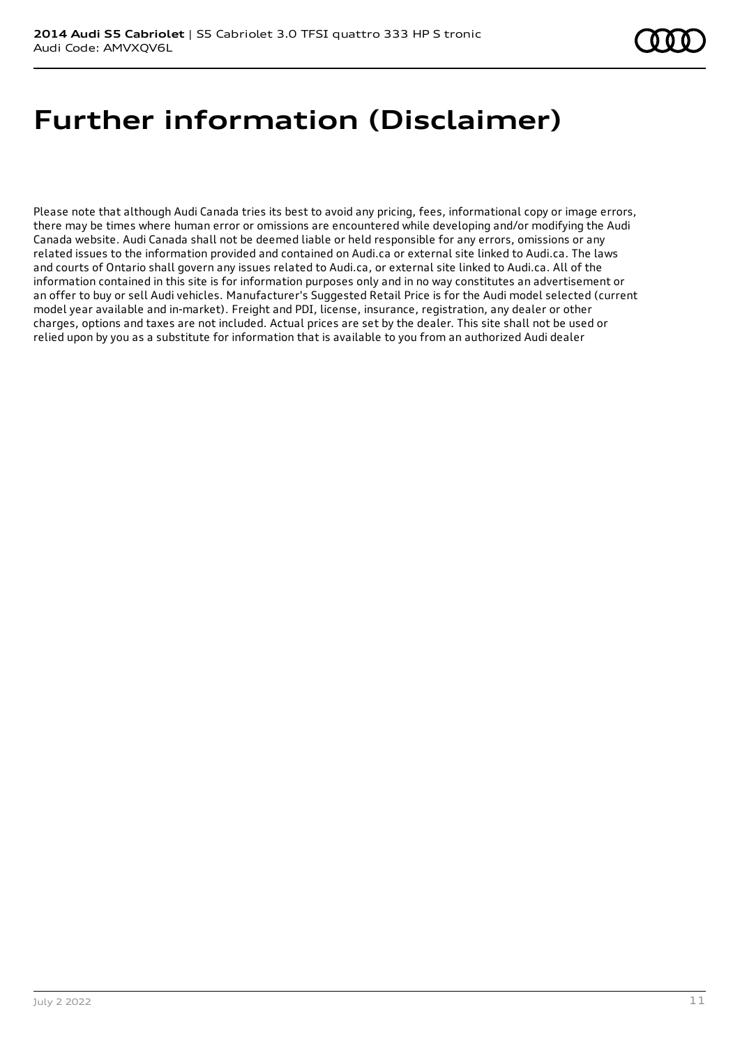# Further information (Disclaimer)

Please note that although Audi Canada tries its best to avoid any pricing, fees, informational copy or image errors, there may be times where human error or omissions are encountered while developing and/or modifying the Audi Canada website. Audi Canada shall not be deemed liable or held responsible for any errors, omissions or any related issues to the information provided and contained on Audi.ca or external site linked to Audi.ca. The laws and courts of Ontario shall govern any issues related to Audi.ca, or external site linked to Audi.ca. All of the information contained in this site is for information purposes only and in no way constitutes an advertisement or an offer to buy or sell Audi vehicles. Manufacturer's Suggested Retail Price is for the Audi model selected (current model year available and in-market). Freight and PDI, license, insurance, registration, any dealer or other charges, options and taxes are not included. Actual prices are set by the dealer. This site shall not be used or relied upon by you as a substitute for information that is available to you from an authorized Audi dealer